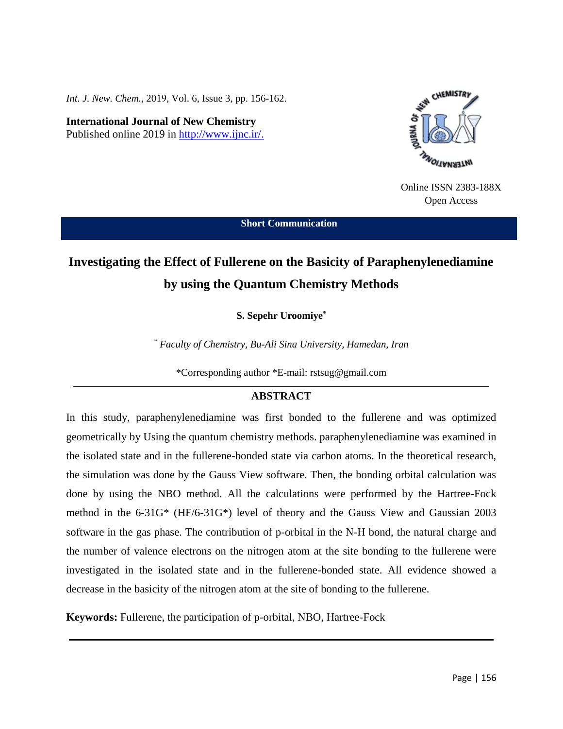*Int. J. New. Chem.*, 2019, Vol. 6, Issue 3, pp. 156-162.

**International Journal of New Chemistry**
Published online 2019 in http://www.ijnc.ir/.

Online ISSN 2383-188X
Open Access

**Short Communication**

# Investigating the Effect of Fullerene on the Basicity of Paraphenylenediamine by using the Quantum Chemistry Methods

**S. Sepehr Uroomiye***

*[*] Faculty of Chemistry, Bu-Ali Sina University, Hamedan, Iran*

*Corresponding author *E-mail: rstsug@gmail.com

## ABSTRACT

In this study, paraphenylenediamine was first bonded to the fullerene and was optimized geometrically by Using the quantum chemistry methods. paraphenylenediamine was examined in the isolated state and in the fullerene-bonded state via carbon atoms. In the theoretical research, the simulation was done by the Gauss View software. Then, the bonding orbital calculation was done by using the NBO method. All the calculations were performed by the Hartree-Fock method in the 6-31G* (HF/6-31G*) level of theory and the Gauss View and Gaussian 2003 software in the gas phase. The contribution of p-orbital in the N-H bond, the natural charge and the number of valence electrons on the nitrogen atom at the site bonding to the fullerene were investigated in the isolated state and in the fullerene-bonded state. All evidence showed a decrease in the basicity of the nitrogen atom at the site of bonding to the fullerene.

**Keywords:** Fullerene, the participation of p-orbital, NBO, Hartree-Fock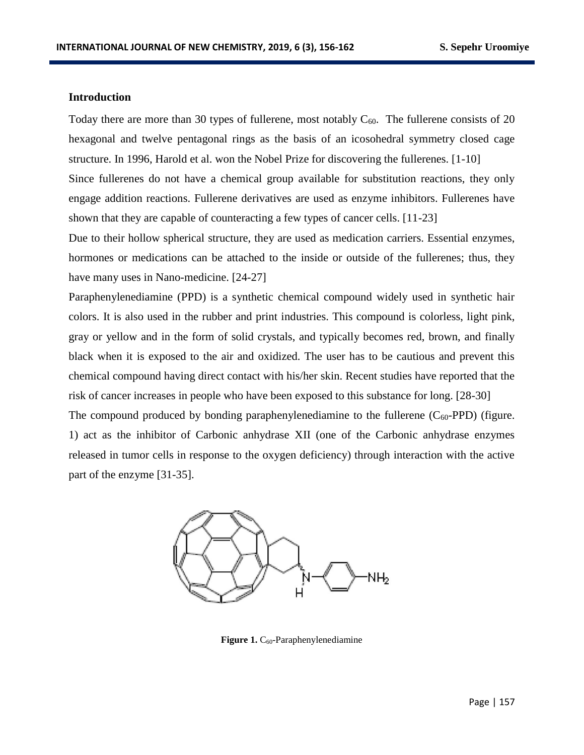## Introduction

Today there are more than 30 types of fullerene, most notably $C_{60}$. The fullerene consists of 20 hexagonal and twelve pentagonal rings as the basis of an icosohedral symmetry closed cage structure. In 1996, Harold et al. won the Nobel Prize for discovering the fullerenes. [1-10]

Since fullerenes do not have a chemical group available for substitution reactions, they only engage addition reactions. Fullerene derivatives are used as enzyme inhibitors. Fullerenes have shown that they are capable of counteracting a few types of cancer cells. [11-23]

Due to their hollow spherical structure, they are used as medication carriers. Essential enzymes, hormones or medications can be attached to the inside or outside of the fullerenes; thus, they have many uses in Nano-medicine. [24-27]

Paraphenylenediamine (PPD) is a synthetic chemical compound widely used in synthetic hair colors. It is also used in the rubber and print industries. This compound is colorless, light pink, gray or yellow and in the form of solid crystals, and typically becomes red, brown, and finally black when it is exposed to the air and oxidized. The user has to be cautious and prevent this chemical compound having direct contact with his/her skin. Recent studies have reported that the risk of cancer increases in people who have been exposed to this substance for long. [28-30]

The compound produced by bonding paraphenylenediamine to the fullerene ($C_{60}$-PPD) (figure. 1) act as the inhibitor of Carbonic anhydrase XII (one of the Carbonic anhydrase enzymes released in tumor cells in response to the oxygen deficiency) through interaction with the active part of the enzyme [31-35].

**Figure 1.** $C_{60}$-Paraphenylenediamine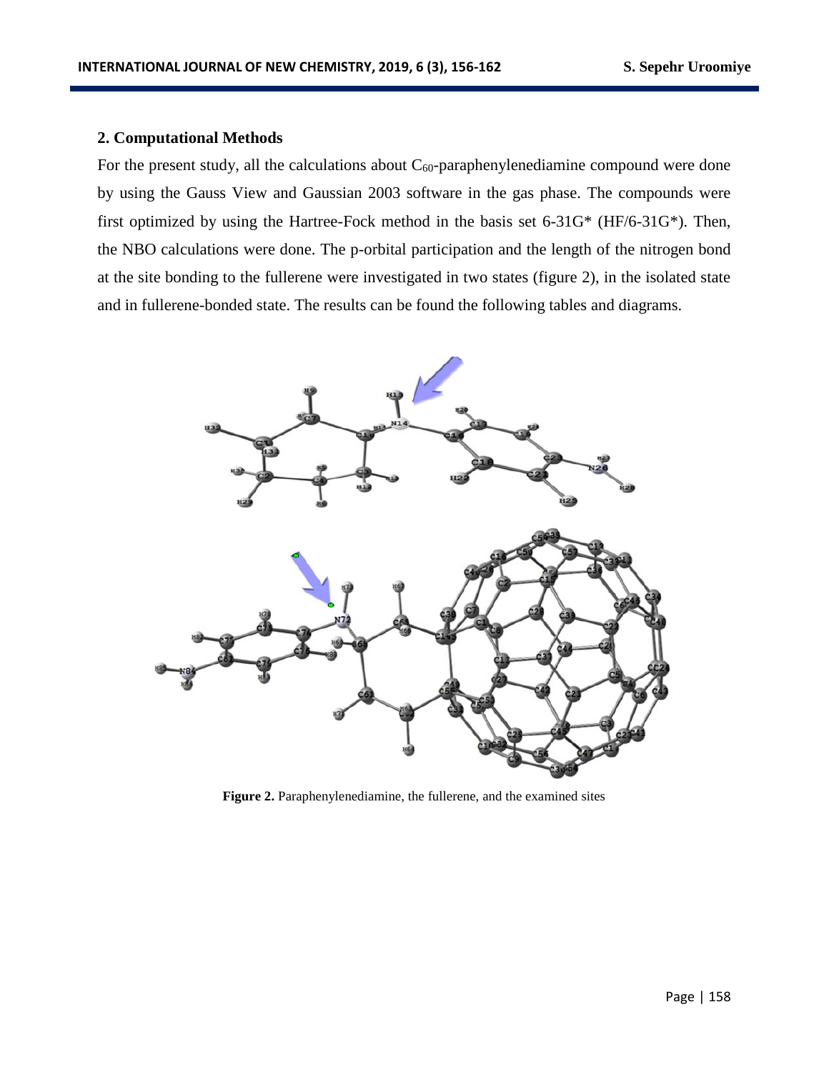## 2. Computational Methods

For the present study, all the calculations about $C_{60}$-paraphenylenediamine compound were done by using the Gauss View and Gaussian 2003 software in the gas phase. The compounds were first optimized by using the Hartree-Fock method in the basis set 6-31G* (HF/6-31G*). Then, the NBO calculations were done. The p-orbital participation and the length of the nitrogen bond at the site bonding to the fullerene were investigated in two states (figure 2), in the isolated state and in fullerene-bonded state. The results can be found the following tables and diagrams.

**Figure 2.** Paraphenylenediamine, the fullerene, and the examined sites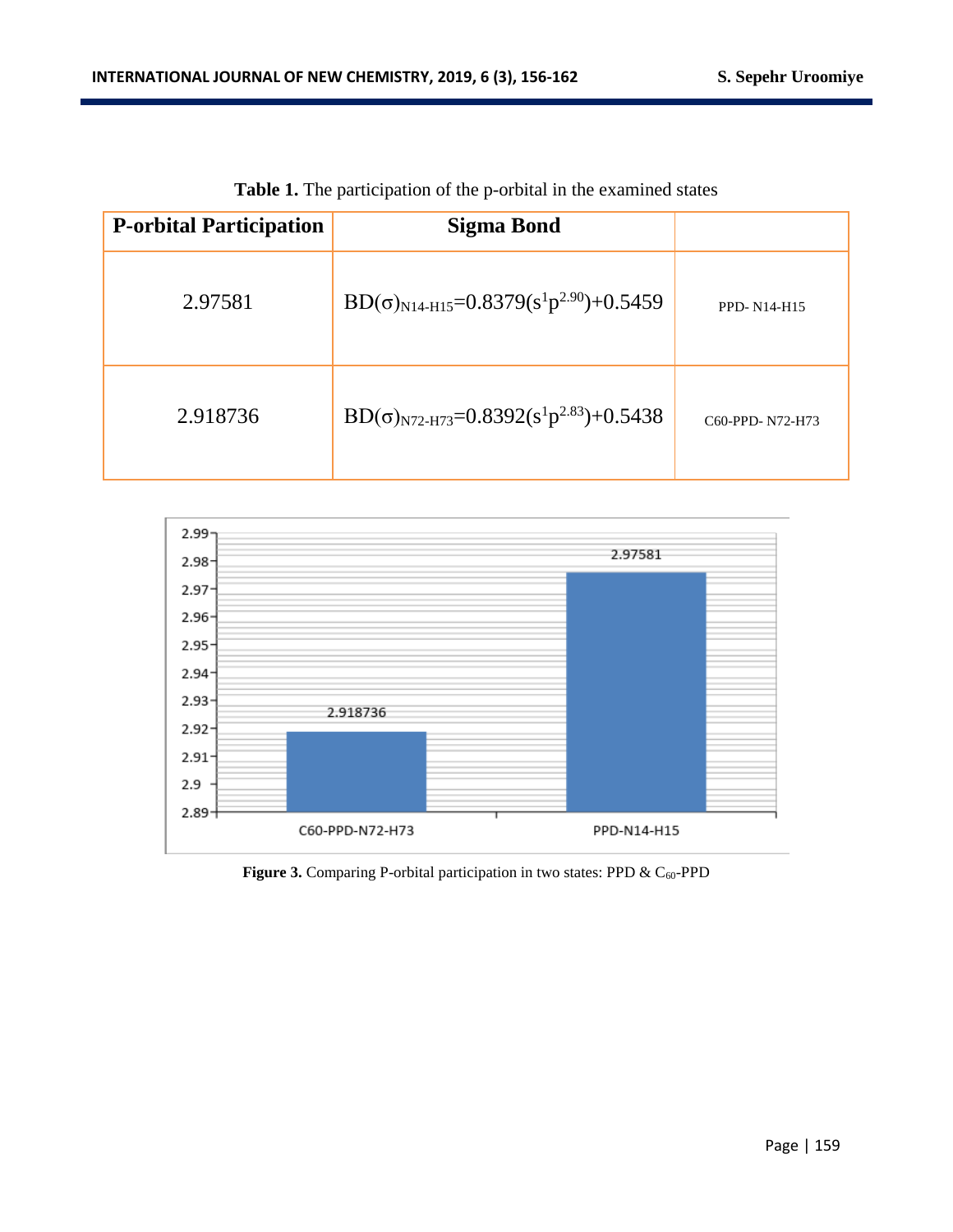**Table 1.** The participation of the p-orbital in the examined states

| P-orbital Participation | Sigma Bond | |
|---|---|---|
| 2.97581 | $BD(\sigma)_{N14\text{-}H15}=0.8379(s^{1}p^{2.90})+0.5459$ | PPD- N14-H15 |
| 2.918736 | $BD(\sigma)_{N72\text{-}H73}=0.8392(s^{1}p^{2.83})+0.5438$ | C60-PPD- N72-H73 |

**Figure 3.** Comparing P-orbital participation in two states: PPD & $C_{60}$-PPD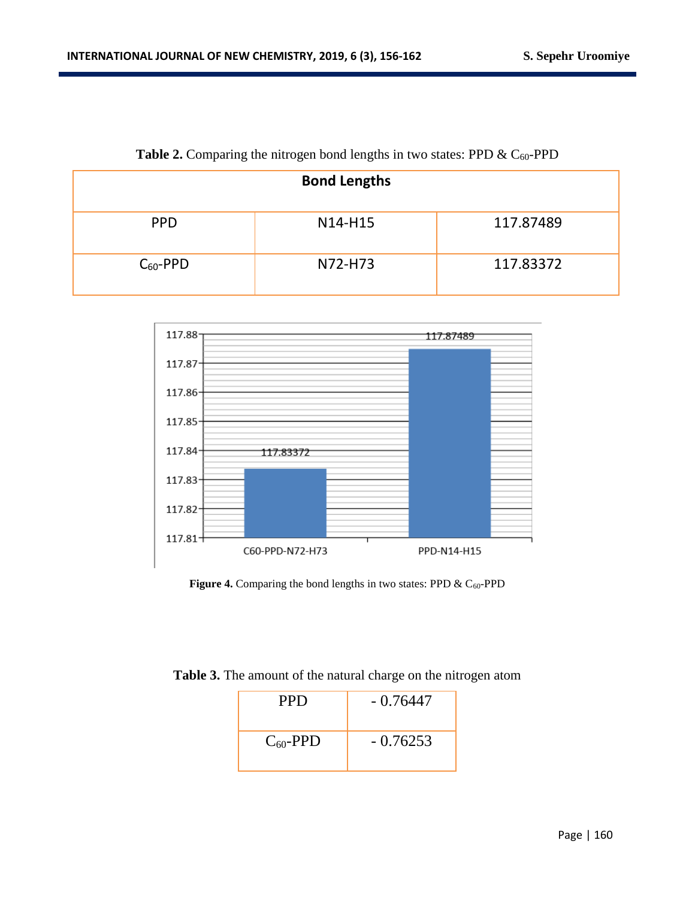**Table 2.** Comparing the nitrogen bond lengths in two states: PPD & $C_{60}$-PPD

| Bond Lengths | | |
|---|---|---|
| PPD | N14-H15 | 117.87489 |
| $C_{60}$-PPD | N72-H73 | 117.83372 |

**Figure 4.** Comparing the bond lengths in two states: PPD & $C_{60}$-PPD

**Table 3.** The amount of the natural charge on the nitrogen atom

| | |
|---|---|
| PPD | - 0.76447 |
| $C_{60}$-PPD | - 0.76253 |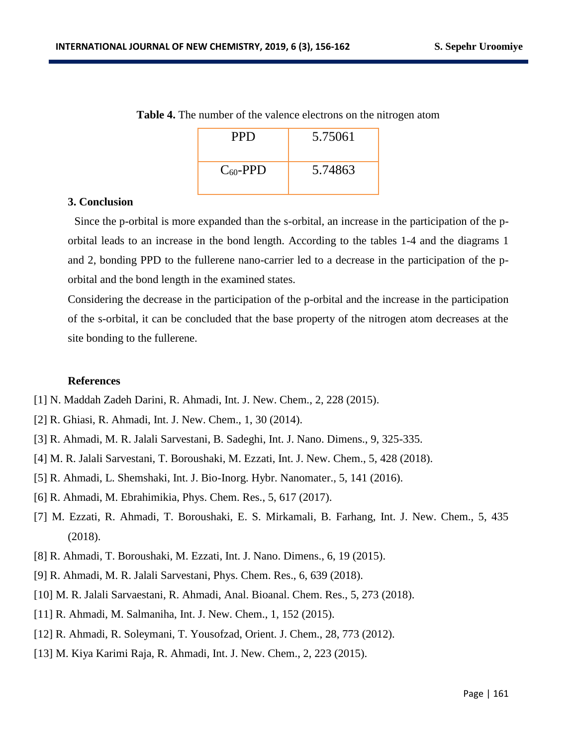**Table 4.** The number of the valence electrons on the nitrogen atom

| PPD | 5.75061 |
|---|---|
| $C_{60}$-PPD | 5.74863 |

## 3. Conclusion

Since the p-orbital is more expanded than the s-orbital, an increase in the participation of the p-orbital leads to an increase in the bond length. According to the tables 1-4 and the diagrams 1 and 2, bonding PPD to the fullerene nano-carrier led to a decrease in the participation of the p-orbital and the bond length in the examined states.

Considering the decrease in the participation of the p-orbital and the increase in the participation of the s-orbital, it can be concluded that the base property of the nitrogen atom decreases at the site bonding to the fullerene.

## References

[1] N. Maddah Zadeh Darini, R. Ahmadi, Int. J. New. Chem., 2, 228 (2015).

[2] R. Ghiasi, R. Ahmadi, Int. J. New. Chem., 1, 30 (2014).

[3] R. Ahmadi, M. R. Jalali Sarvestani, B. Sadeghi, Int. J. Nano. Dimens., 9, 325-335.

[4] M. R. Jalali Sarvestani, T. Boroushaki, M. Ezzati, Int. J. New. Chem., 5, 428 (2018).

[5] R. Ahmadi, L. Shemshaki, Int. J. Bio-Inorg. Hybr. Nanomater., 5, 141 (2016).

[6] R. Ahmadi, M. Ebrahimikia, Phys. Chem. Res., 5, 617 (2017).

[7] M. Ezzati, R. Ahmadi, T. Boroushaki, E. S. Mirkamali, B. Farhang, Int. J. New. Chem., 5, 435 (2018).

[8] R. Ahmadi, T. Boroushaki, M. Ezzati, Int. J. Nano. Dimens., 6, 19 (2015).

[9] R. Ahmadi, M. R. Jalali Sarvestani, Phys. Chem. Res., 6, 639 (2018).

[10] M. R. Jalali Sarvaestani, R. Ahmadi, Anal. Bioanal. Chem. Res., 5, 273 (2018).

[11] R. Ahmadi, M. Salmaniha, Int. J. New. Chem., 1, 152 (2015).

[12] R. Ahmadi, R. Soleymani, T. Yousofzad, Orient. J. Chem., 28, 773 (2012).

[13] M. Kiya Karimi Raja, R. Ahmadi, Int. J. New. Chem., 2, 223 (2015).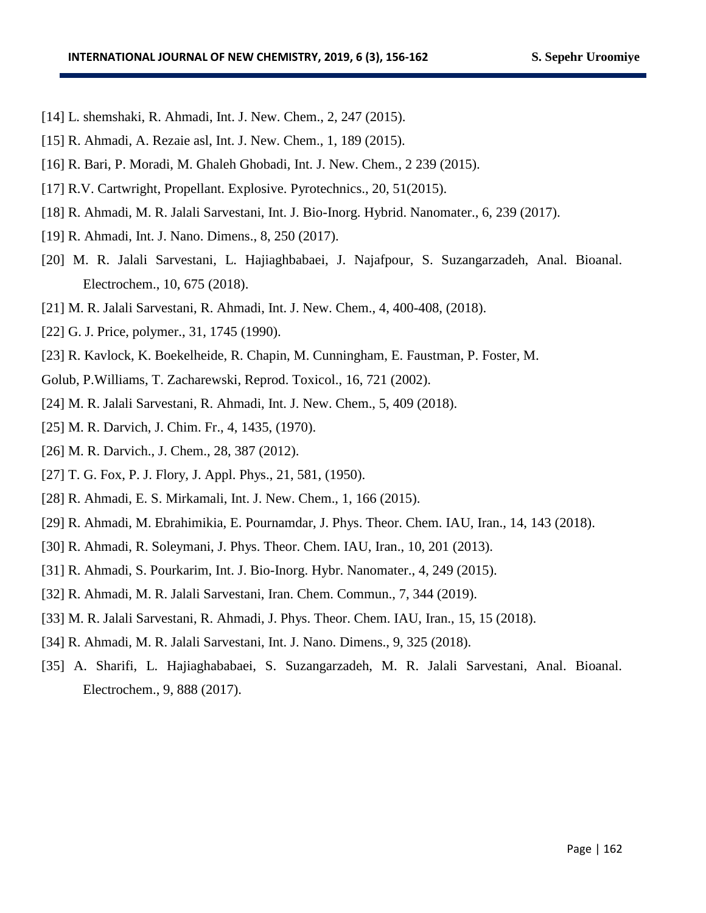[14] L. shemshaki, R. Ahmadi, Int. J. New. Chem., 2, 247 (2015).

[15] R. Ahmadi, A. Rezaie asl, Int. J. New. Chem., 1, 189 (2015).

[16] R. Bari, P. Moradi, M. Ghaleh Ghobadi, Int. J. New. Chem., 2 239 (2015).

[17] R.V. Cartwright, Propellant. Explosive. Pyrotechnics., 20, 51(2015).

[18] R. Ahmadi, M. R. Jalali Sarvestani, Int. J. Bio-Inorg. Hybrid. Nanomater., 6, 239 (2017).

[19] R. Ahmadi, Int. J. Nano. Dimens., 8, 250 (2017).

[20] M. R. Jalali Sarvestani, L. Hajiaghbabaei, J. Najafpour, S. Suzangarzadeh, Anal. Bioanal. Electrochem., 10, 675 (2018).

[21] M. R. Jalali Sarvestani, R. Ahmadi, Int. J. New. Chem., 4, 400-408, (2018).

[22] G. J. Price, polymer., 31, 1745 (1990).

[23] R. Kavlock, K. Boekelheide, R. Chapin, M. Cunningham, E. Faustman, P. Foster, M.
Golub, P.Williams, T. Zacharewski, Reprod. Toxicol., 16, 721 (2002).

[24] M. R. Jalali Sarvestani, R. Ahmadi, Int. J. New. Chem., 5, 409 (2018).

[25] M. R. Darvich, J. Chim. Fr., 4, 1435, (1970).

[26] M. R. Darvich., J. Chem., 28, 387 (2012).

[27] T. G. Fox, P. J. Flory, J. Appl. Phys., 21, 581, (1950).

[28] R. Ahmadi, E. S. Mirkamali, Int. J. New. Chem., 1, 166 (2015).

[29] R. Ahmadi, M. Ebrahimikia, E. Pournamdar, J. Phys. Theor. Chem. IAU, Iran., 14, 143 (2018).

[30] R. Ahmadi, R. Soleymani, J. Phys. Theor. Chem. IAU, Iran., 10, 201 (2013).

[31] R. Ahmadi, S. Pourkarim, Int. J. Bio-Inorg. Hybr. Nanomater., 4, 249 (2015).

[32] R. Ahmadi, M. R. Jalali Sarvestani, Iran. Chem. Commun., 7, 344 (2019).

[33] M. R. Jalali Sarvestani, R. Ahmadi, J. Phys. Theor. Chem. IAU, Iran., 15, 15 (2018).

[34] R. Ahmadi, M. R. Jalali Sarvestani, Int. J. Nano. Dimens., 9, 325 (2018).

[35] A. Sharifi, L. Hajiaghababaei, S. Suzangarzadeh, M. R. Jalali Sarvestani, Anal. Bioanal. Electrochem., 9, 888 (2017).